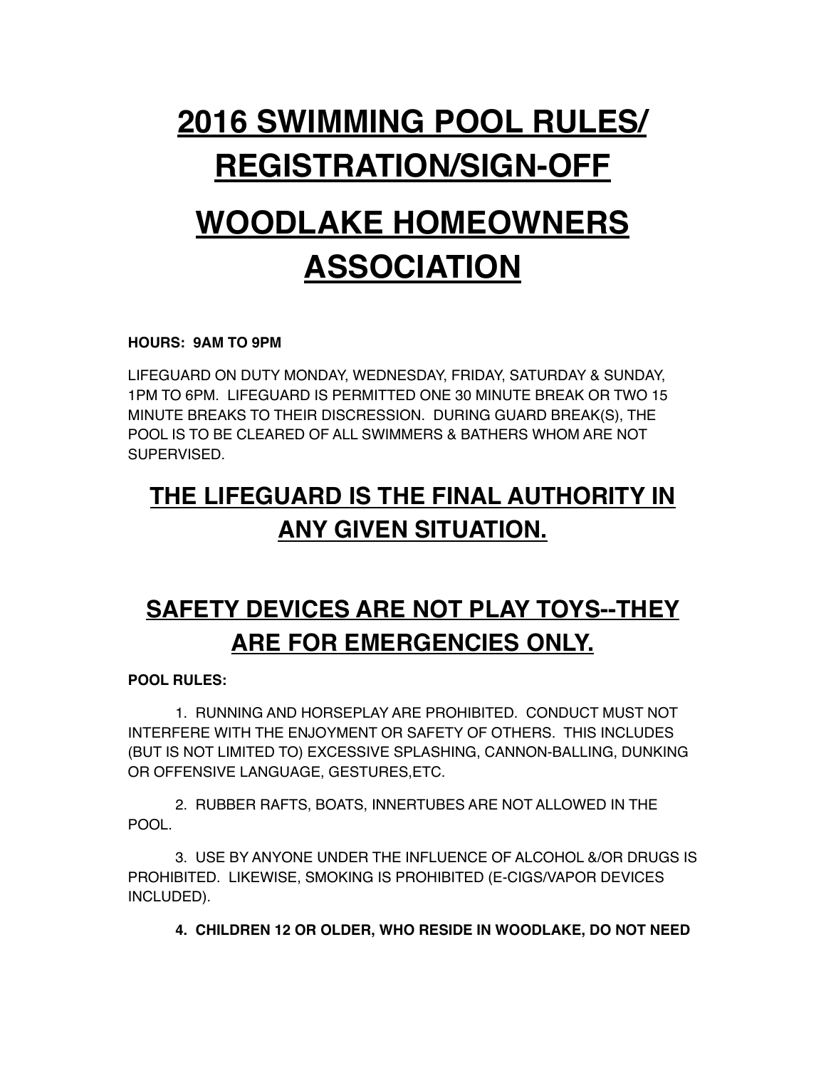# 2016 SWIMMING POOL RULES/ REGISTRATION/SIGN-OFF

# WOODLAKE HOMEOWNERS ASSOCIATION

**HOURS: 9AM TO 9PM**

LIFEGUARD ON DUTY MONDAY, WEDNESDAY, FRIDAY, SATURDAY & SUNDAY, 1PM TO 6PM. LIFEGUARD IS PERMITTED ONE 30 MINUTE BREAK OR TWO 15 MINUTE BREAKS TO THEIR DISCRESSION. DURING GUARD BREAK(S), THE POOL IS TO BE CLEARED OF ALL SWIMMERS & BATHERS WHOM ARE NOT SUPERVISED.

## THE LIFEGUARD IS THE FINAL AUTHORITY IN ANY GIVEN SITUATION.

## SAFETY DEVICES ARE NOT PLAY TOYS--THEY ARE FOR EMERGENCIES ONLY.

**POOL RULES:**

1. RUNNING AND HORSEPLAY ARE PROHIBITED. CONDUCT MUST NOT INTERFERE WITH THE ENJOYMENT OR SAFETY OF OTHERS. THIS INCLUDES (BUT IS NOT LIMITED TO) EXCESSIVE SPLASHING, CANNON-BALLING, DUNKING OR OFFENSIVE LANGUAGE, GESTURES,ETC.

2. RUBBER RAFTS, BOATS, INNERTUBES ARE NOT ALLOWED IN THE POOL.

3. USE BY ANYONE UNDER THE INFLUENCE OF ALCOHOL &/OR DRUGS IS PROHIBITED. LIKEWISE, SMOKING IS PROHIBITED (E-CIGS/VAPOR DEVICES INCLUDED).

4. **CHILDREN 12 OR OLDER, WHO RESIDE IN WOODLAKE, DO NOT NEED**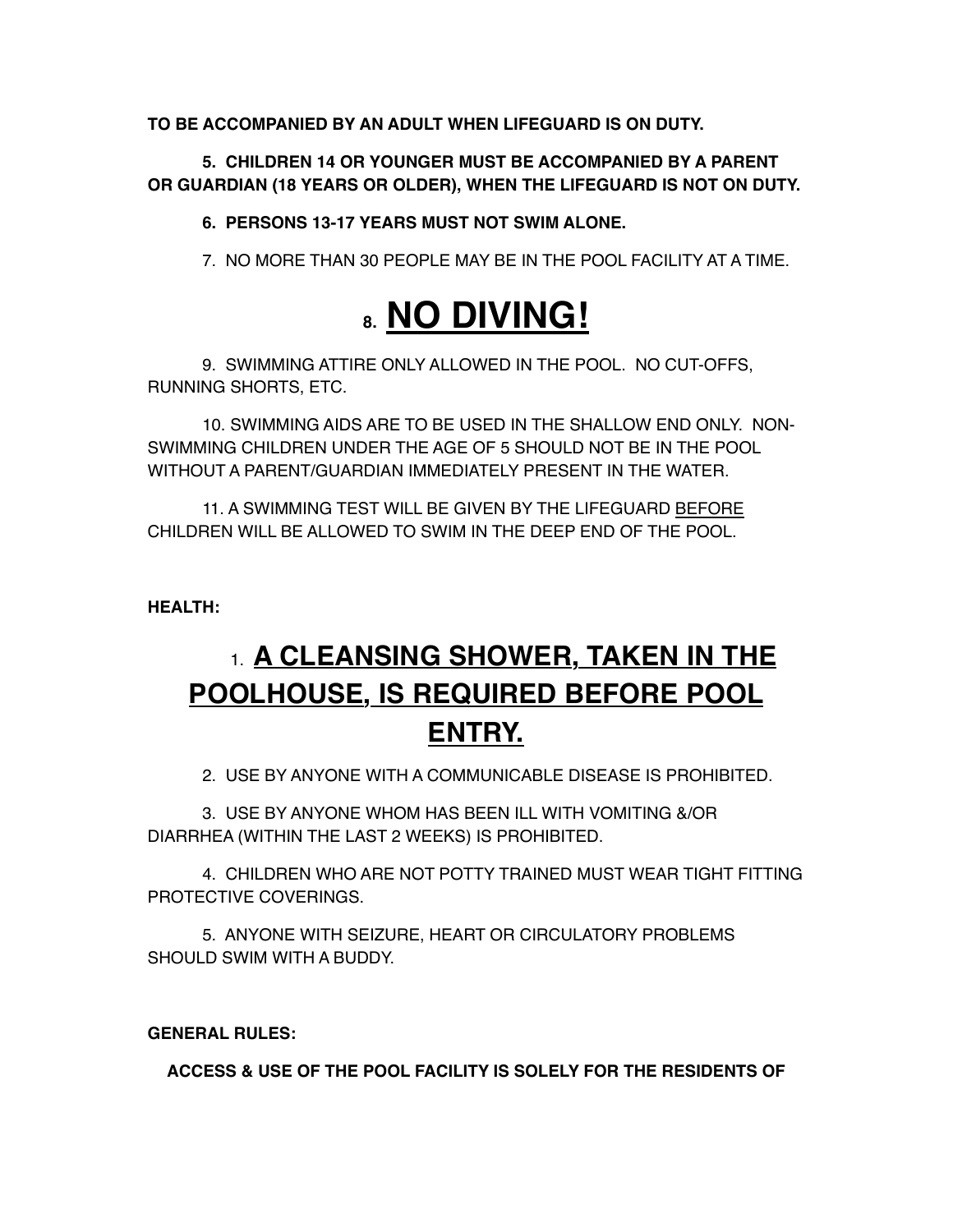**TO BE ACCOMPANIED BY AN ADULT WHEN LIFEGUARD IS ON DUTY.**

**5. CHILDREN 14 OR YOUNGER MUST BE ACCOMPANIED BY A PARENT OR GUARDIAN (18 YEARS OR OLDER), WHEN THE LIFEGUARD IS NOT ON DUTY.**

**6. PERSONS 13-17 YEARS MUST NOT SWIM ALONE.**

7. NO MORE THAN 30 PEOPLE MAY BE IN THE POOL FACILITY AT A TIME.

# **8. <u>NO DIVING!</u>**

9. SWIMMING ATTIRE ONLY ALLOWED IN THE POOL. NO CUT-OFFS, RUNNING SHORTS, ETC.

10. SWIMMING AIDS ARE TO BE USED IN THE SHALLOW END ONLY. NON-SWIMMING CHILDREN UNDER THE AGE OF 5 SHOULD NOT BE IN THE POOL WITHOUT A PARENT/GUARDIAN IMMEDIATELY PRESENT IN THE WATER.

11. A SWIMMING TEST WILL BE GIVEN BY THE LIFEGUARD <u>BEFORE</u> CHILDREN WILL BE ALLOWED TO SWIM IN THE DEEP END OF THE POOL.

**HEALTH:**

## 1. **<u>A CLEANSING SHOWER, TAKEN IN THE POOLHOUSE, IS REQUIRED BEFORE POOL ENTRY.</u>**

2. USE BY ANYONE WITH A COMMUNICABLE DISEASE IS PROHIBITED.

3. USE BY ANYONE WHOM HAS BEEN ILL WITH VOMITING &/OR DIARRHEA (WITHIN THE LAST 2 WEEKS) IS PROHIBITED.

4. CHILDREN WHO ARE NOT POTTY TRAINED MUST WEAR TIGHT FITTING PROTECTIVE COVERINGS.

5. ANYONE WITH SEIZURE, HEART OR CIRCULATORY PROBLEMS SHOULD SWIM WITH A BUDDY.

**GENERAL RULES:**

**ACCESS & USE OF THE POOL FACILITY IS SOLELY FOR THE RESIDENTS OF**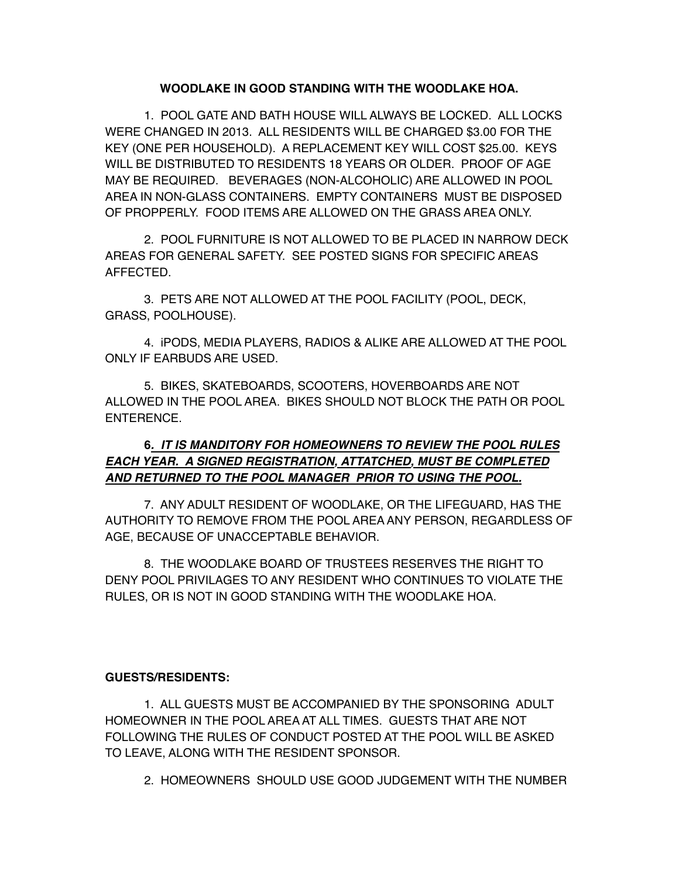**WOODLAKE IN GOOD STANDING WITH THE WOODLAKE HOA.**

1. POOL GATE AND BATH HOUSE WILL ALWAYS BE LOCKED. ALL LOCKS WERE CHANGED IN 2013. ALL RESIDENTS WILL BE CHARGED $3.00 FOR THE KEY (ONE PER HOUSEHOLD). A REPLACEMENT KEY WILL COST $25.00. KEYS WILL BE DISTRIBUTED TO RESIDENTS 18 YEARS OR OLDER. PROOF OF AGE MAY BE REQUIRED. BEVERAGES (NON-ALCOHOLIC) ARE ALLOWED IN POOL AREA IN NON-GLASS CONTAINERS. EMPTY CONTAINERS MUST BE DISPOSED OF PROPPERLY. FOOD ITEMS ARE ALLOWED ON THE GRASS AREA ONLY.

2. POOL FURNITURE IS NOT ALLOWED TO BE PLACED IN NARROW DECK AREAS FOR GENERAL SAFETY. SEE POSTED SIGNS FOR SPECIFIC AREAS AFFECTED.

3. PETS ARE NOT ALLOWED AT THE POOL FACILITY (POOL, DECK, GRASS, POOLHOUSE).

4. iPODS, MEDIA PLAYERS, RADIOS & ALIKE ARE ALLOWED AT THE POOL ONLY IF EARBUDS ARE USED.

5. BIKES, SKATEBOARDS, SCOOTERS, HOVERBOARDS ARE NOT ALLOWED IN THE POOL AREA. BIKES SHOULD NOT BLOCK THE PATH OR POOL ENTERENCE.

**6. *IT IS MANDITORY FOR HOMEOWNERS TO REVIEW THE POOL RULES EACH YEAR. A SIGNED REGISTRATION, ATTATCHED, MUST BE COMPLETED AND RETURNED TO THE POOL MANAGER PRIOR TO USING THE POOL.***

7. ANY ADULT RESIDENT OF WOODLAKE, OR THE LIFEGUARD, HAS THE AUTHORITY TO REMOVE FROM THE POOL AREA ANY PERSON, REGARDLESS OF AGE, BECAUSE OF UNACCEPTABLE BEHAVIOR.

8. THE WOODLAKE BOARD OF TRUSTEES RESERVES THE RIGHT TO DENY POOL PRIVILAGES TO ANY RESIDENT WHO CONTINUES TO VIOLATE THE RULES, OR IS NOT IN GOOD STANDING WITH THE WOODLAKE HOA.

**GUESTS/RESIDENTS:**

1. ALL GUESTS MUST BE ACCOMPANIED BY THE SPONSORING ADULT HOMEOWNER IN THE POOL AREA AT ALL TIMES. GUESTS THAT ARE NOT FOLLOWING THE RULES OF CONDUCT POSTED AT THE POOL WILL BE ASKED TO LEAVE, ALONG WITH THE RESIDENT SPONSOR.

2. HOMEOWNERS SHOULD USE GOOD JUDGEMENT WITH THE NUMBER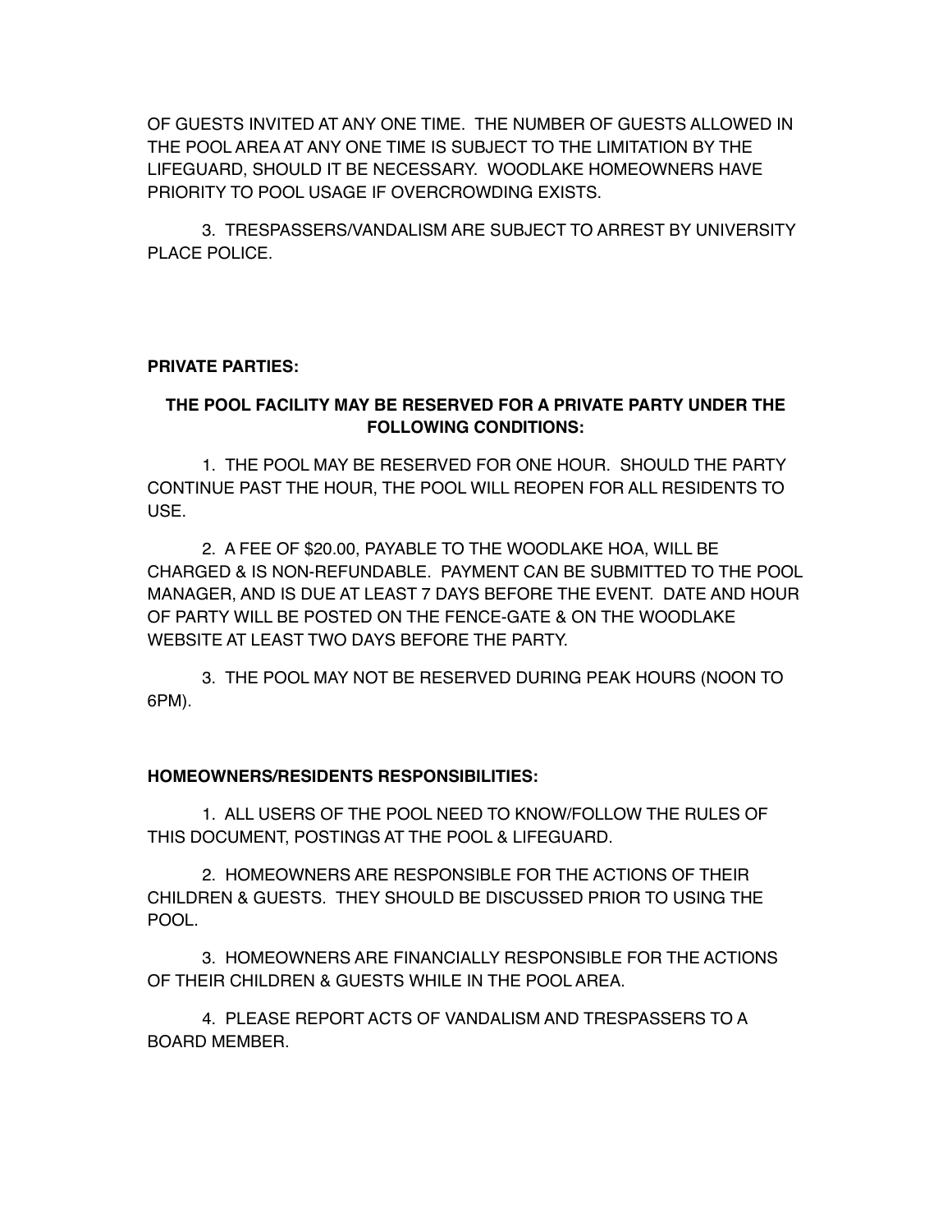OF GUESTS INVITED AT ANY ONE TIME. THE NUMBER OF GUESTS ALLOWED IN THE POOL AREA AT ANY ONE TIME IS SUBJECT TO THE LIMITATION BY THE LIFEGUARD, SHOULD IT BE NECESSARY. WOODLAKE HOMEOWNERS HAVE PRIORITY TO POOL USAGE IF OVERCROWDING EXISTS.

3. TRESPASSERS/VANDALISM ARE SUBJECT TO ARREST BY UNIVERSITY PLACE POLICE.

**PRIVATE PARTIES:**

**THE POOL FACILITY MAY BE RESERVED FOR A PRIVATE PARTY UNDER THE FOLLOWING CONDITIONS:**

1. THE POOL MAY BE RESERVED FOR ONE HOUR. SHOULD THE PARTY CONTINUE PAST THE HOUR, THE POOL WILL REOPEN FOR ALL RESIDENTS TO USE.

2. A FEE OF $20.00, PAYABLE TO THE WOODLAKE HOA, WILL BE CHARGED & IS NON-REFUNDABLE. PAYMENT CAN BE SUBMITTED TO THE POOL MANAGER, AND IS DUE AT LEAST 7 DAYS BEFORE THE EVENT. DATE AND HOUR OF PARTY WILL BE POSTED ON THE FENCE-GATE & ON THE WOODLAKE WEBSITE AT LEAST TWO DAYS BEFORE THE PARTY.

3. THE POOL MAY NOT BE RESERVED DURING PEAK HOURS (NOON TO 6PM).

**HOMEOWNERS/RESIDENTS RESPONSIBILITIES:**

1. ALL USERS OF THE POOL NEED TO KNOW/FOLLOW THE RULES OF THIS DOCUMENT, POSTINGS AT THE POOL & LIFEGUARD.

2. HOMEOWNERS ARE RESPONSIBLE FOR THE ACTIONS OF THEIR CHILDREN & GUESTS. THEY SHOULD BE DISCUSSED PRIOR TO USING THE POOL.

3. HOMEOWNERS ARE FINANCIALLY RESPONSIBLE FOR THE ACTIONS OF THEIR CHILDREN & GUESTS WHILE IN THE POOL AREA.

4. PLEASE REPORT ACTS OF VANDALISM AND TRESPASSERS TO A BOARD MEMBER.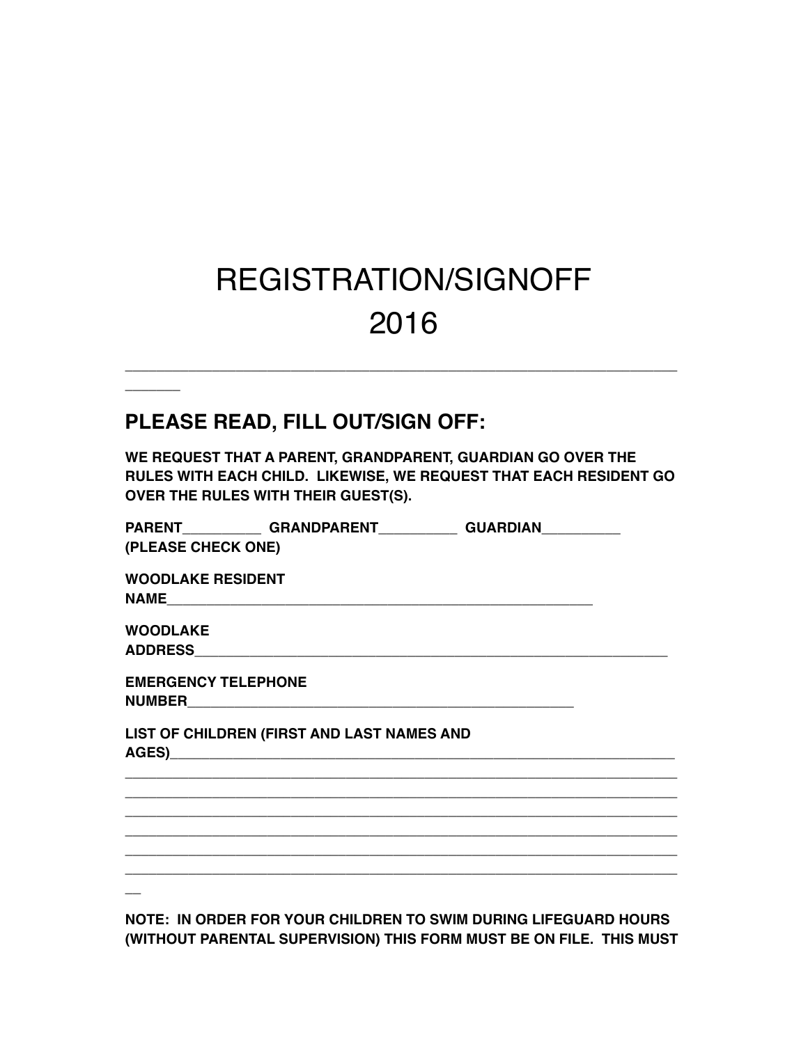# REGISTRATION/SIGNOFF 2016

---

## PLEASE READ, FILL OUT/SIGN OFF:

**WE REQUEST THAT A PARENT, GRANDPARENT, GUARDIAN GO OVER THE RULES WITH EACH CHILD. LIKEWISE, WE REQUEST THAT EACH RESIDENT GO OVER THE RULES WITH THEIR GUEST(S).**

**PARENT__________ GRANDPARENT__________ GUARDIAN__________**
**(PLEASE CHECK ONE)**

**WOODLAKE RESIDENT NAME________________________________________________________**

**WOODLAKE ADDRESS______________________________________________________________**

**EMERGENCY TELEPHONE NUMBER__________________________________________________**

**LIST OF CHILDREN (FIRST AND LAST NAMES AND AGES)__________________________________________________________________**
______________________________________________________________________
______________________________________________________________________
______________________________________________________________________
______________________________________________________________________
______________________________________________________________________
______________________________________________________________________

**NOTE: IN ORDER FOR YOUR CHILDREN TO SWIM DURING LIFEGUARD HOURS (WITHOUT PARENTAL SUPERVISION) THIS FORM MUST BE ON FILE. THIS MUST**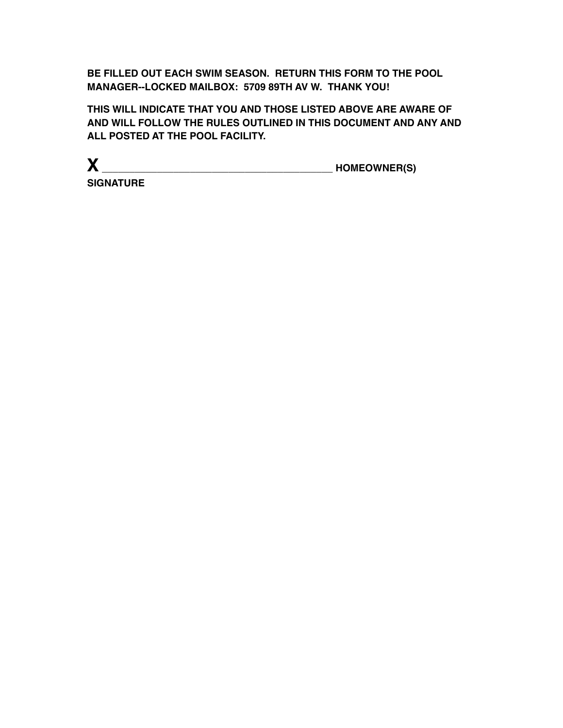**BE FILLED OUT EACH SWIM SEASON. RETURN THIS FORM TO THE POOL MANAGER--LOCKED MAILBOX: 5709 89TH AV W. THANK YOU!**

**THIS WILL INDICATE THAT YOU AND THOSE LISTED ABOVE ARE AWARE OF AND WILL FOLLOW THE RULES OUTLINED IN THIS DOCUMENT AND ANY AND ALL POSTED AT THE POOL FACILITY.**

**X** ________________________________________ **HOMEOWNER(S) SIGNATURE**